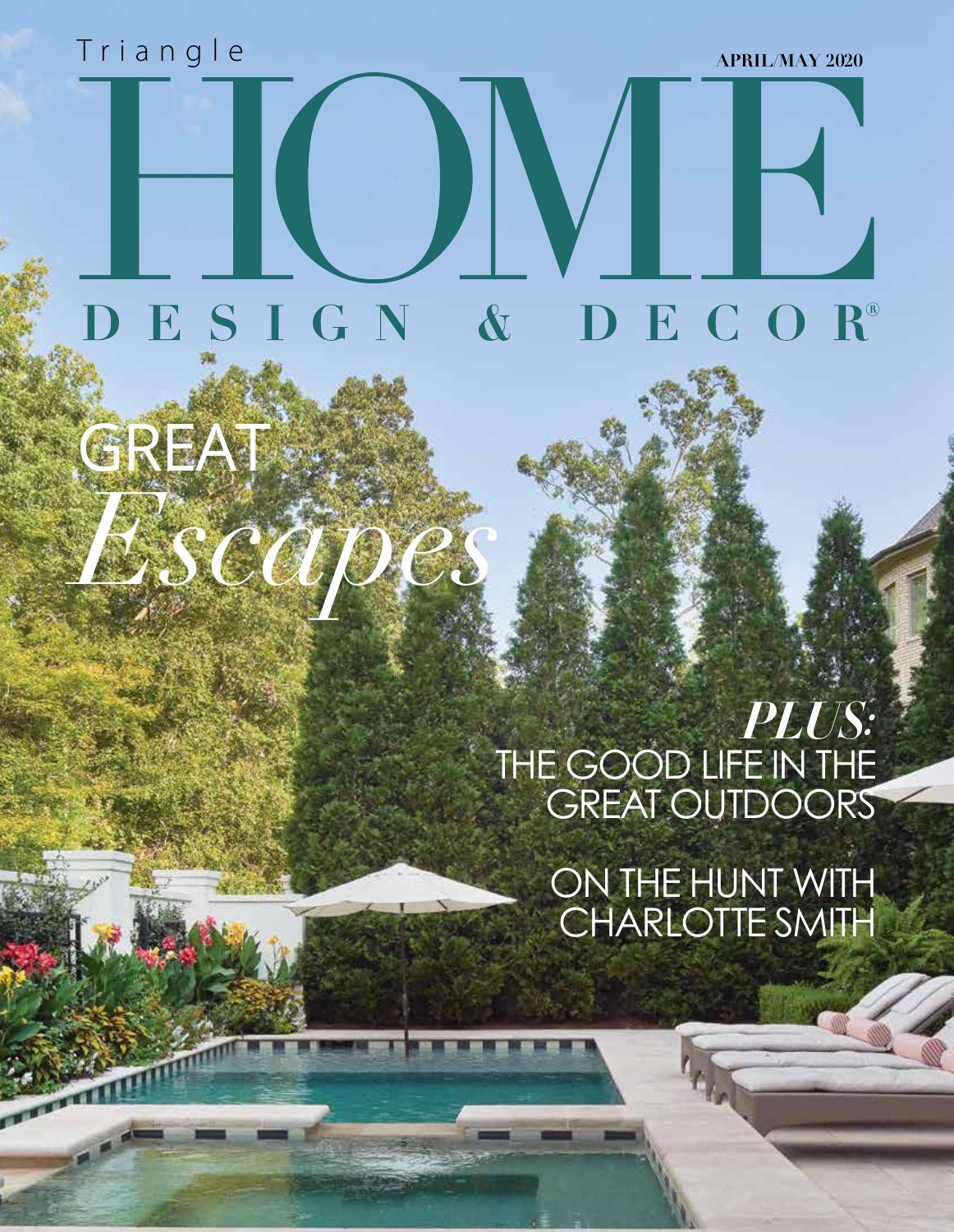Triangle

# HOME

## DESIGN & DECOR®

APRIL/MAY 2020

GREAT *Escapes*

***PLUS:***

THE GOOD LIFE IN THE GREAT OUTDOORS

ON THE HUNT WITH CHARLOTTE SMITH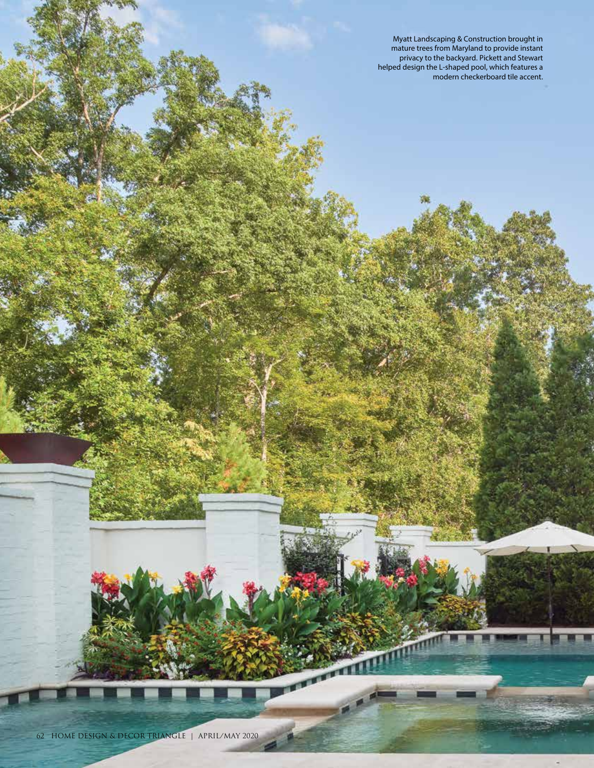Myatt Landscaping & Construction brought in mature trees from Maryland to provide instant privacy to the backyard. Pickett and Stewart helped design the L-shaped pool, which features a modern checkerboard tile accent.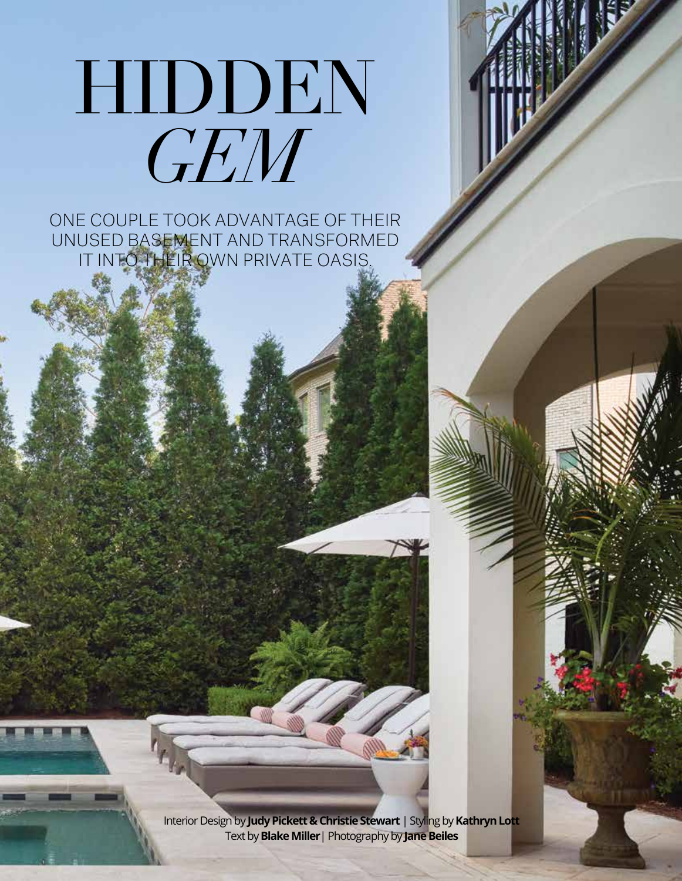# HIDDEN *GEM*

ONE COUPLE TOOK ADVANTAGE OF THEIR UNUSED BASEMENT AND TRANSFORMED IT INTO THEIR OWN PRIVATE OASIS.

Interior Design by **Judy Pickett & Christie Stewart** | Styling by **Kathryn Lott**
Text by **Blake Miller** | Photography by **Jane Beiles**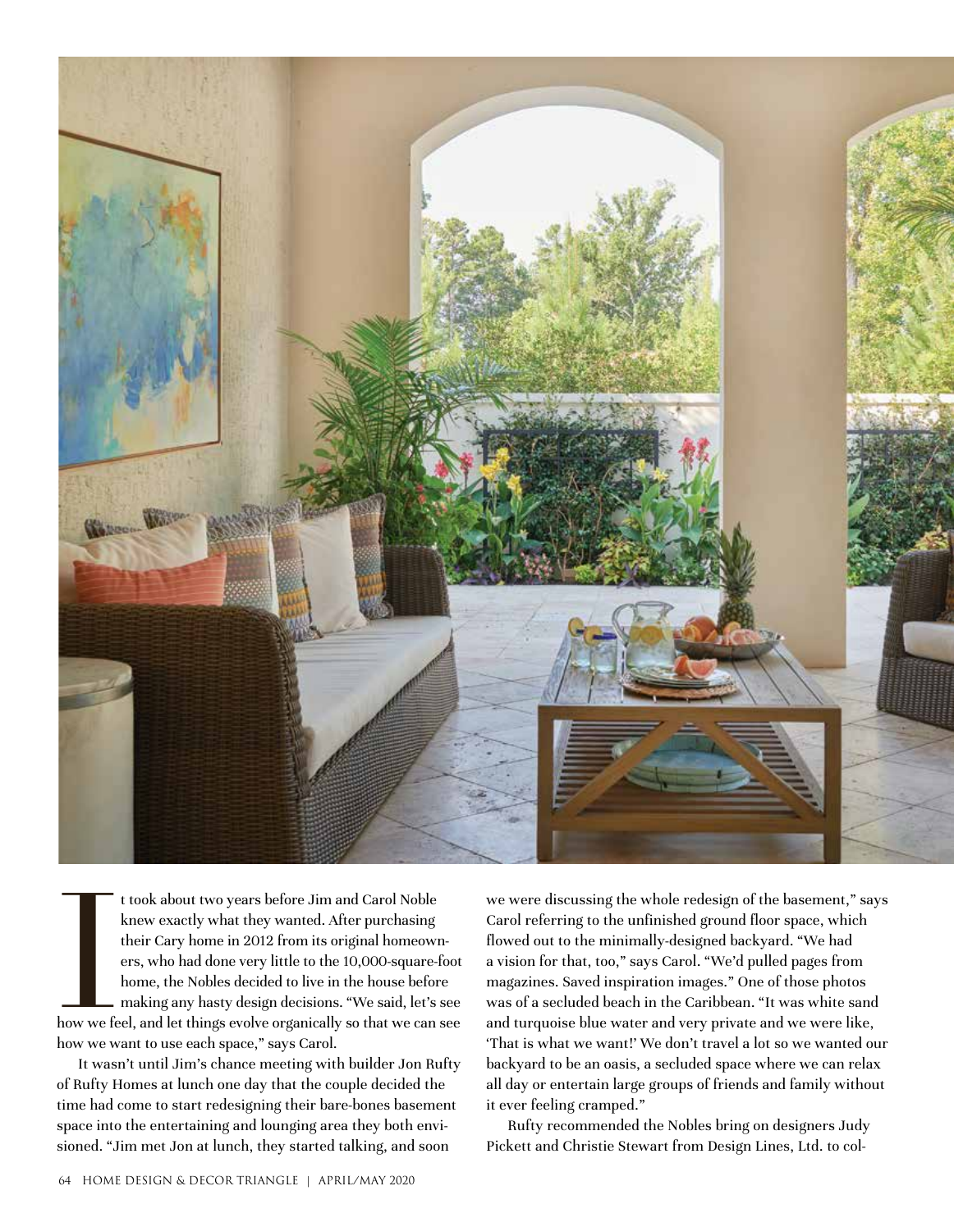It took about two years before Jim and Carol Noble knew exactly what they wanted. After purchasing their Cary home in 2012 from its original homeowners, who had done very little to the 10,000-square-foot home, the Nobles decided to live in the house before making any hasty design decisions. "We said, let's see how we feel, and let things evolve organically so that we can see how we want to use each space," says Carol.

It wasn't until Jim's chance meeting with builder Jon Rufty of Rufty Homes at lunch one day that the couple decided the time had come to start redesigning their bare-bones basement space into the entertaining and lounging area they both envisioned. "Jim met Jon at lunch, they started talking, and soon we were discussing the whole redesign of the basement," says Carol referring to the unfinished ground floor space, which flowed out to the minimally-designed backyard. "We had a vision for that, too," says Carol. "We'd pulled pages from magazines. Saved inspiration images." One of those photos was of a secluded beach in the Caribbean. "It was white sand and turquoise blue water and very private and we were like, 'That is what we want!' We don't travel a lot so we wanted our backyard to be an oasis, a secluded space where we can relax all day or entertain large groups of friends and family without it ever feeling cramped."

Rufty recommended the Nobles bring on designers Judy Pickett and Christie Stewart from Design Lines, Ltd. to col-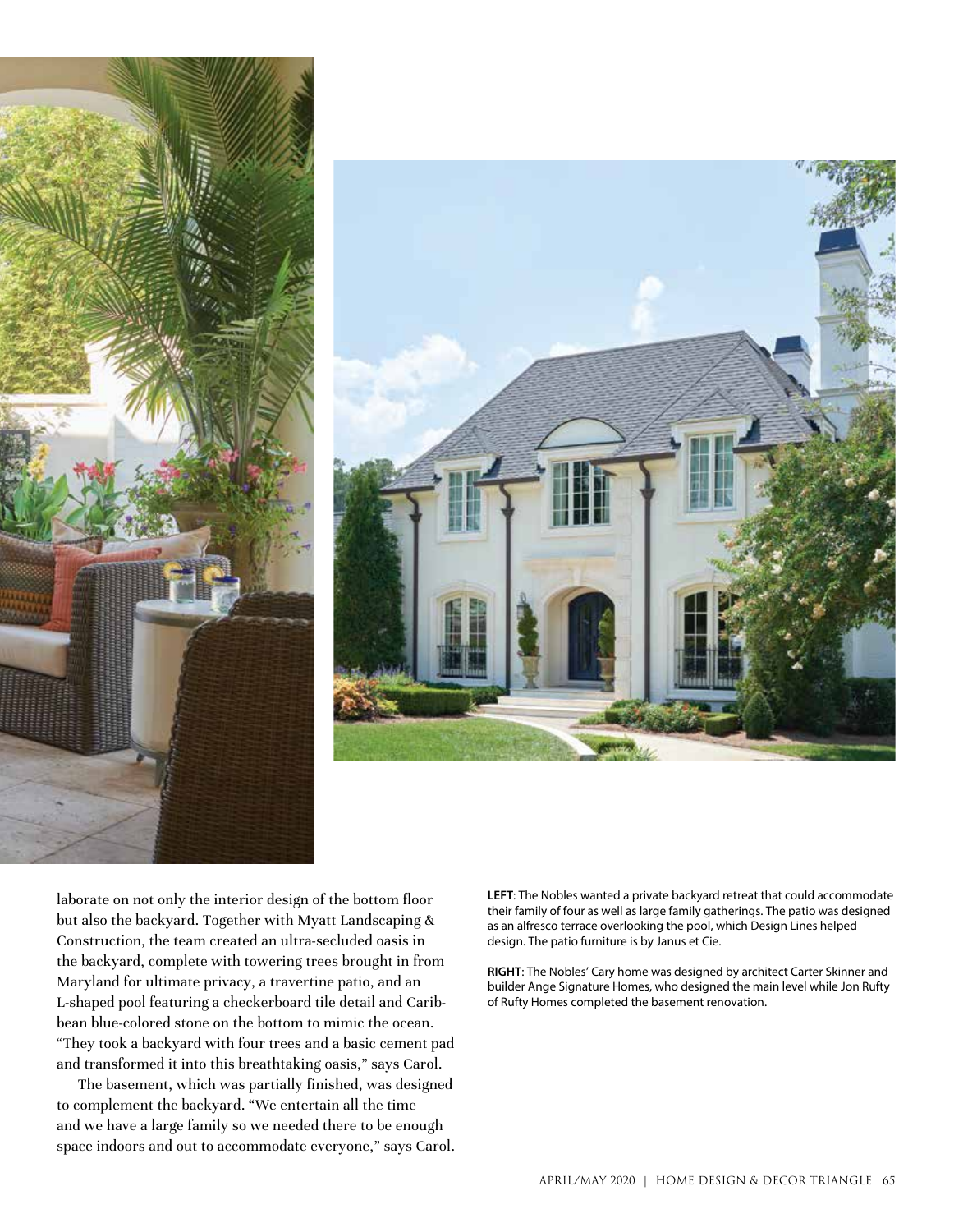laborate on not only the interior design of the bottom floor but also the backyard. Together with Myatt Landscaping & Construction, the team created an ultra-secluded oasis in the backyard, complete with towering trees brought in from Maryland for ultimate privacy, a travertine patio, and an L-shaped pool featuring a checkerboard tile detail and Caribbean blue-colored stone on the bottom to mimic the ocean. "They took a backyard with four trees and a basic cement pad and transformed it into this breathtaking oasis," says Carol.

The basement, which was partially finished, was designed to complement the backyard. "We entertain all the time and we have a large family so we needed there to be enough space indoors and out to accommodate everyone," says Carol.

**LEFT**: The Nobles wanted a private backyard retreat that could accommodate their family of four as well as large family gatherings. The patio was designed as an alfresco terrace overlooking the pool, which Design Lines helped design. The patio furniture is by Janus et Cie.

**RIGHT**: The Nobles' Cary home was designed by architect Carter Skinner and builder Ange Signature Homes, who designed the main level while Jon Rufty of Rufty Homes completed the basement renovation.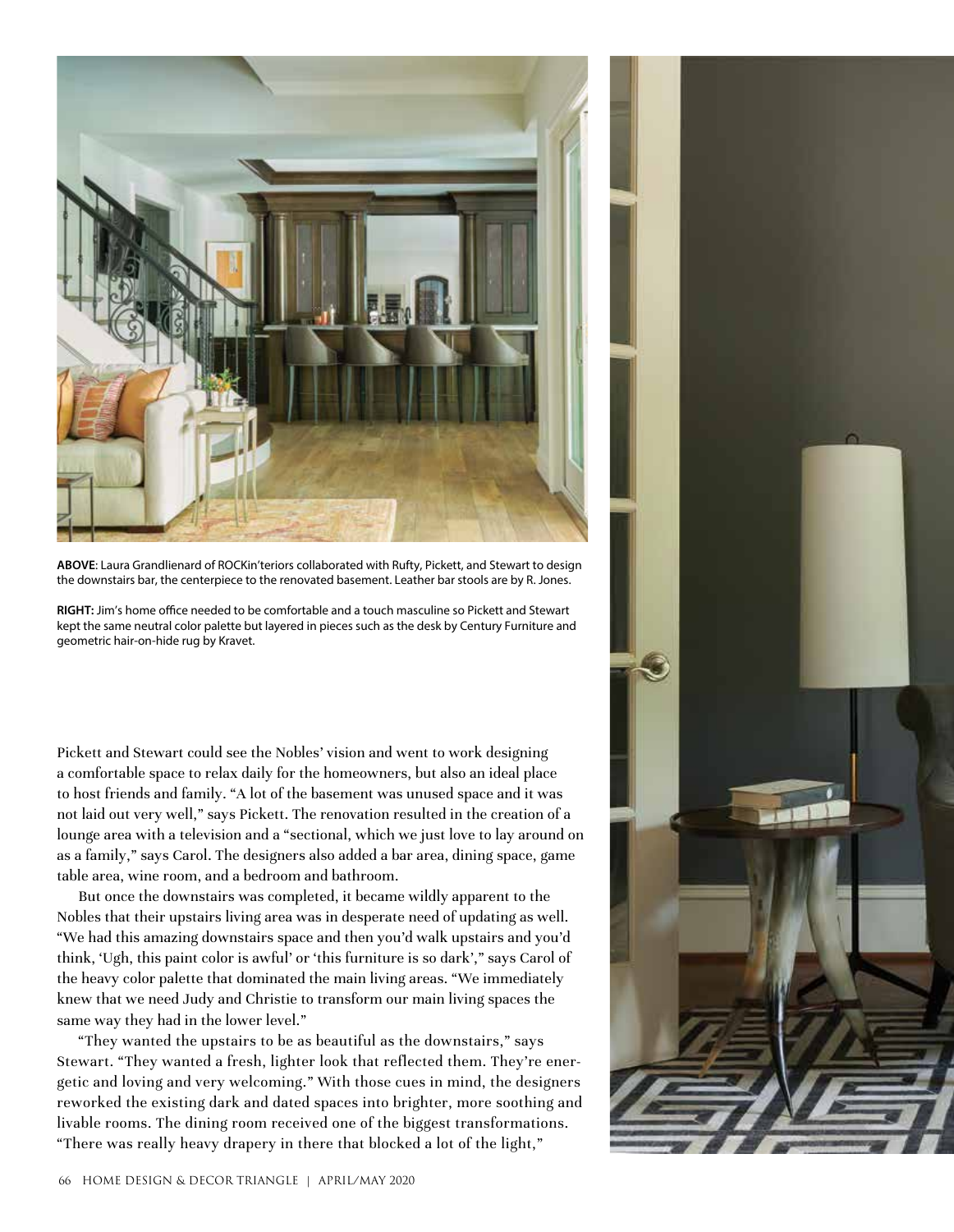**ABOVE**: Laura Grandlienard of ROCKin'teriors collaborated with Rufty, Pickett, and Stewart to design the downstairs bar, the centerpiece to the renovated basement. Leather bar stools are by R. Jones.

**RIGHT:** Jim's home office needed to be comfortable and a touch masculine so Pickett and Stewart kept the same neutral color palette but layered in pieces such as the desk by Century Furniture and geometric hair-on-hide rug by Kravet.

Pickett and Stewart could see the Nobles' vision and went to work designing a comfortable space to relax daily for the homeowners, but also an ideal place to host friends and family. "A lot of the basement was unused space and it was not laid out very well," says Pickett. The renovation resulted in the creation of a lounge area with a television and a "sectional, which we just love to lay around on as a family," says Carol. The designers also added a bar area, dining space, game table area, wine room, and a bedroom and bathroom.

But once the downstairs was completed, it became wildly apparent to the Nobles that their upstairs living area was in desperate need of updating as well. "We had this amazing downstairs space and then you'd walk upstairs and you'd think, 'Ugh, this paint color is awful' or 'this furniture is so dark'," says Carol of the heavy color palette that dominated the main living areas. "We immediately knew that we need Judy and Christie to transform our main living spaces the same way they had in the lower level."

"They wanted the upstairs to be as beautiful as the downstairs," says Stewart. "They wanted a fresh, lighter look that reflected them. They're energetic and loving and very welcoming." With those cues in mind, the designers reworked the existing dark and dated spaces into brighter, more soothing and livable rooms. The dining room received one of the biggest transformations. "There was really heavy drapery in there that blocked a lot of the light,"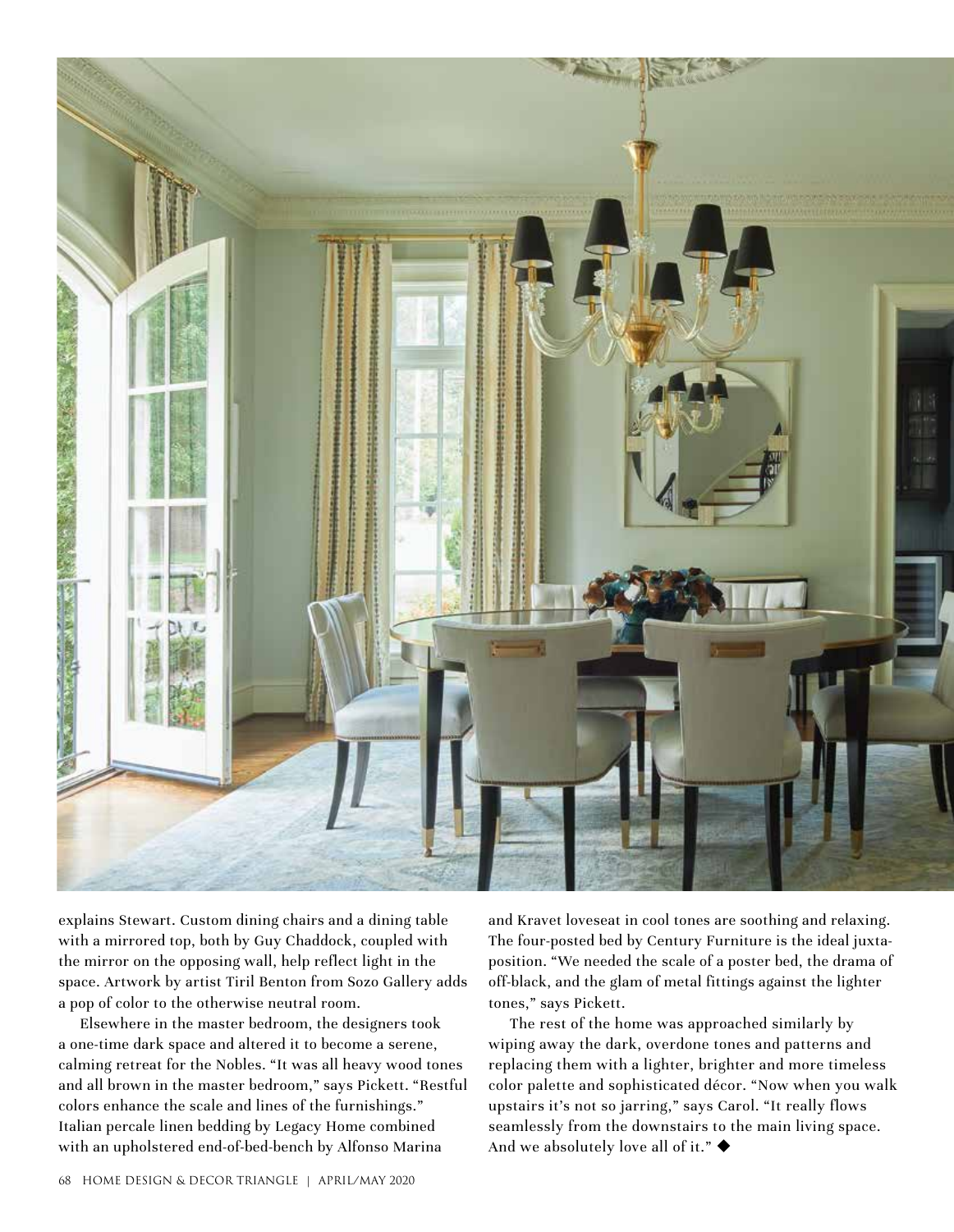explains Stewart. Custom dining chairs and a dining table with a mirrored top, both by Guy Chaddock, coupled with the mirror on the opposing wall, help reflect light in the space. Artwork by artist Tiril Benton from Sozo Gallery adds a pop of color to the otherwise neutral room.

Elsewhere in the master bedroom, the designers took a one-time dark space and altered it to become a serene, calming retreat for the Nobles. "It was all heavy wood tones and all brown in the master bedroom," says Pickett. "Restful colors enhance the scale and lines of the furnishings." Italian percale linen bedding by Legacy Home combined with an upholstered end-of-bed-bench by Alfonso Marina and Kravet loveseat in cool tones are soothing and relaxing. The four-posted bed by Century Furniture is the ideal juxtaposition. "We needed the scale of a poster bed, the drama of off-black, and the glam of metal fittings against the lighter tones," says Pickett.

The rest of the home was approached similarly by wiping away the dark, overdone tones and patterns and replacing them with a lighter, brighter and more timeless color palette and sophisticated décor. "Now when you walk upstairs it's not so jarring," says Carol. "It really flows seamlessly from the downstairs to the main living space. And we absolutely love all of it." ◆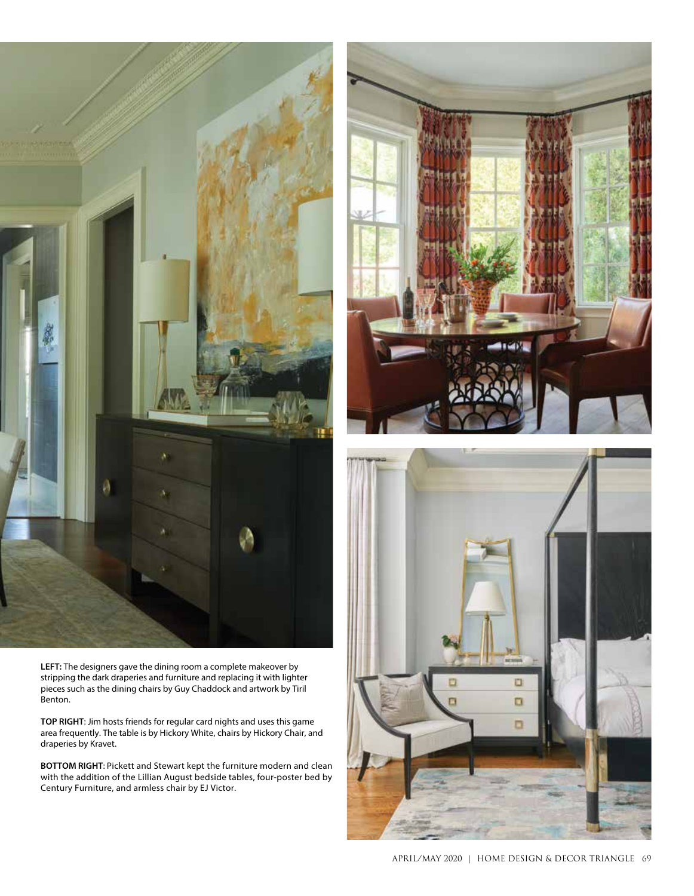**LEFT:** The designers gave the dining room a complete makeover by stripping the dark draperies and furniture and replacing it with lighter pieces such as the dining chairs by Guy Chaddock and artwork by Tiril Benton.

**TOP RIGHT**: Jim hosts friends for regular card nights and uses this game area frequently. The table is by Hickory White, chairs by Hickory Chair, and draperies by Kravet.

**BOTTOM RIGHT**: Pickett and Stewart kept the furniture modern and clean with the addition of the Lillian August bedside tables, four-poster bed by Century Furniture, and armless chair by EJ Victor.